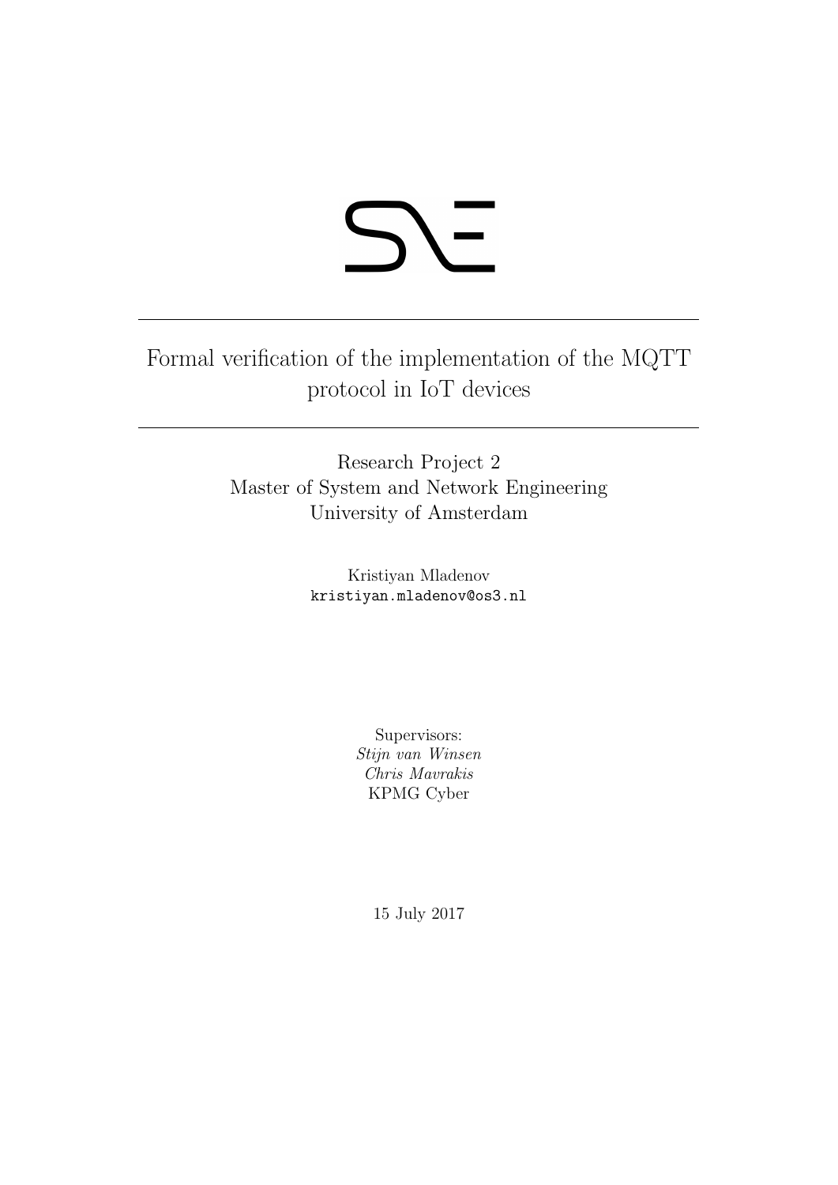# Formal verification of the implementation of the MQTT protocol in IoT devices

Research Project 2
Master of System and Network Engineering
University of Amsterdam

Kristiyan Mladenov
`kristiyan.mladenov@os3.nl`

Supervisors:
*Stijn van Winsen*
*Chris Mavrakis*
KPMG Cyber

15 July 2017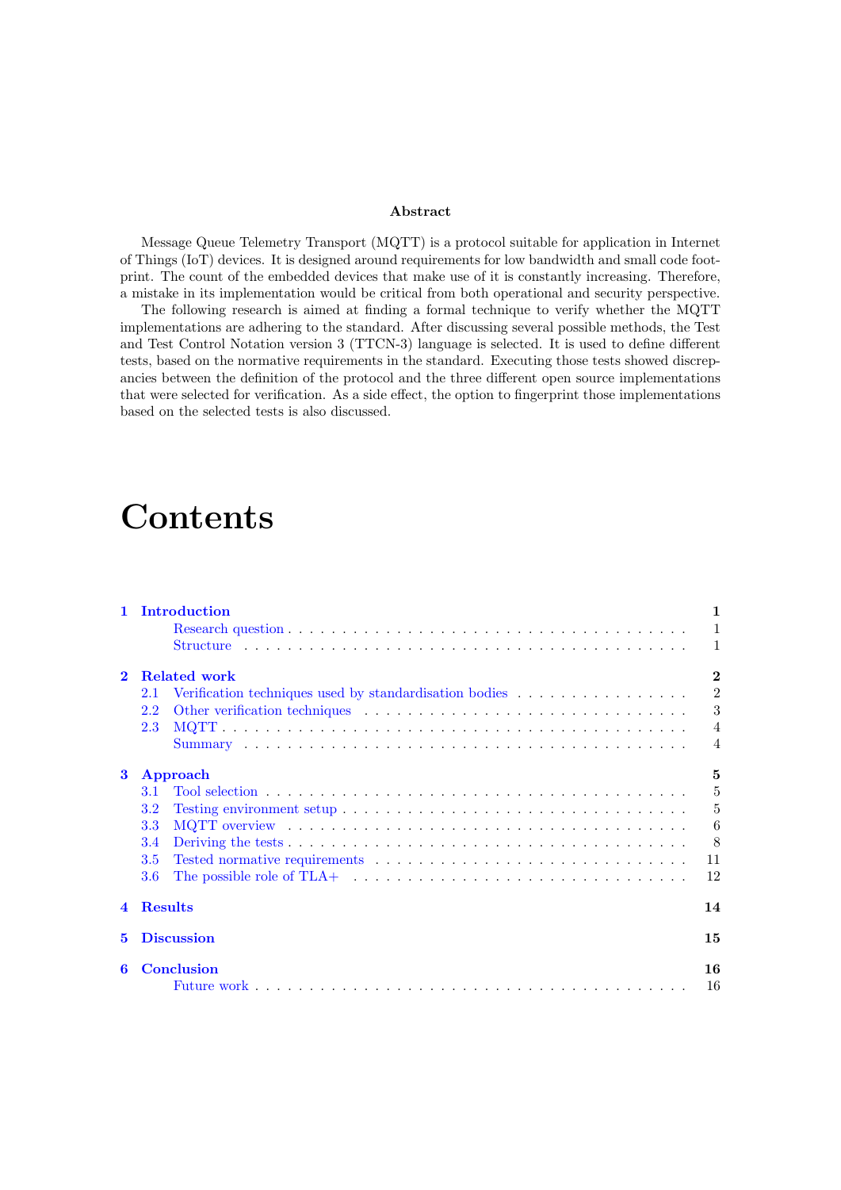**Abstract**

Message Queue Telemetry Transport (MQTT) is a protocol suitable for application in Internet of Things (IoT) devices. It is designed around requirements for low bandwidth and small code footprint. The count of the embedded devices that make use of it is constantly increasing. Therefore, a mistake in its implementation would be critical from both operational and security perspective.

The following research is aimed at finding a formal technique to verify whether the MQTT implementations are adhering to the standard. After discussing several possible methods, the Test and Test Control Notation version 3 (TTCN-3) language is selected. It is used to define different tests, based on the normative requirements in the standard. Executing those tests showed discrepancies between the definition of the protocol and the three different open source implementations that were selected for verification. As a side effect, the option to fingerprint those implementations based on the selected tests is also discussed.

# Contents

**1 Introduction** ... 1
- Research question ... 1
- Structure ... 1

**2 Related work** ... 2
- 2.1 Verification techniques used by standardisation bodies ... 2
- 2.2 Other verification techniques ... 3
- 2.3 MQTT ... 4
- Summary ... 4

**3 Approach** ... 5
- 3.1 Tool selection ... 5
- 3.2 Testing environment setup ... 5
- 3.3 MQTT overview ... 6
- 3.4 Deriving the tests ... 8
- 3.5 Tested normative requirements ... 11
- 3.6 The possible role of TLA+ ... 12

**4 Results** ... 14

**5 Discussion** ... 15

**6 Conclusion** ... 16
- Future work ... 16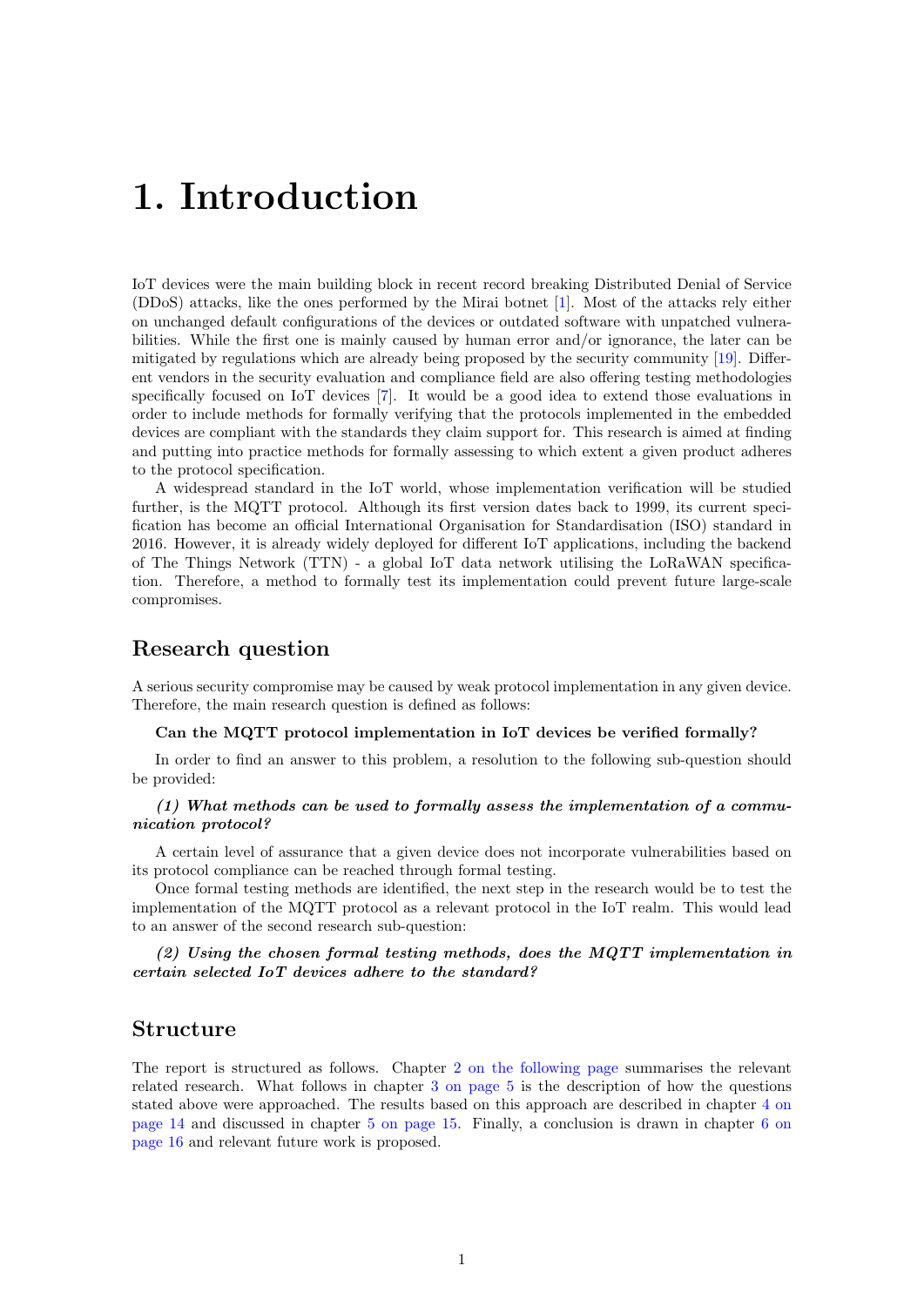# 1. Introduction

IoT devices were the main building block in recent record breaking Distributed Denial of Service (DDoS) attacks, like the ones performed by the Mirai botnet [1]. Most of the attacks rely either on unchanged default configurations of the devices or outdated software with unpatched vulnerabilities. While the first one is mainly caused by human error and/or ignorance, the later can be mitigated by regulations which are already being proposed by the security community [19]. Different vendors in the security evaluation and compliance field are also offering testing methodologies specifically focused on IoT devices [7]. It would be a good idea to extend those evaluations in order to include methods for formally verifying that the protocols implemented in the embedded devices are compliant with the standards they claim support for. This research is aimed at finding and putting into practice methods for formally assessing to which extent a given product adheres to the protocol specification.

A widespread standard in the IoT world, whose implementation verification will be studied further, is the MQTT protocol. Although its first version dates back to 1999, its current specification has become an official International Organisation for Standardisation (ISO) standard in 2016. However, it is already widely deployed for different IoT applications, including the backend of The Things Network (TTN) - a global IoT data network utilising the LoRaWAN specification. Therefore, a method to formally test its implementation could prevent future large-scale compromises.

## Research question

A serious security compromise may be caused by weak protocol implementation in any given device. Therefore, the main research question is defined as follows:

**Can the MQTT protocol implementation in IoT devices be verified formally?**

In order to find an answer to this problem, a resolution to the following sub-question should be provided:

***(1) What methods can be used to formally assess the implementation of a communication protocol?***

A certain level of assurance that a given device does not incorporate vulnerabilities based on its protocol compliance can be reached through formal testing.

Once formal testing methods are identified, the next step in the research would be to test the implementation of the MQTT protocol as a relevant protocol in the IoT realm. This would lead to an answer of the second research sub-question:

***(2) Using the chosen formal testing methods, does the MQTT implementation in certain selected IoT devices adhere to the standard?***

## Structure

The report is structured as follows. Chapter 2 on the following page summarises the relevant related research. What follows in chapter 3 on page 5 is the description of how the questions stated above were approached. The results based on this approach are described in chapter 4 on page 14 and discussed in chapter 5 on page 15. Finally, a conclusion is drawn in chapter 6 on page 16 and relevant future work is proposed.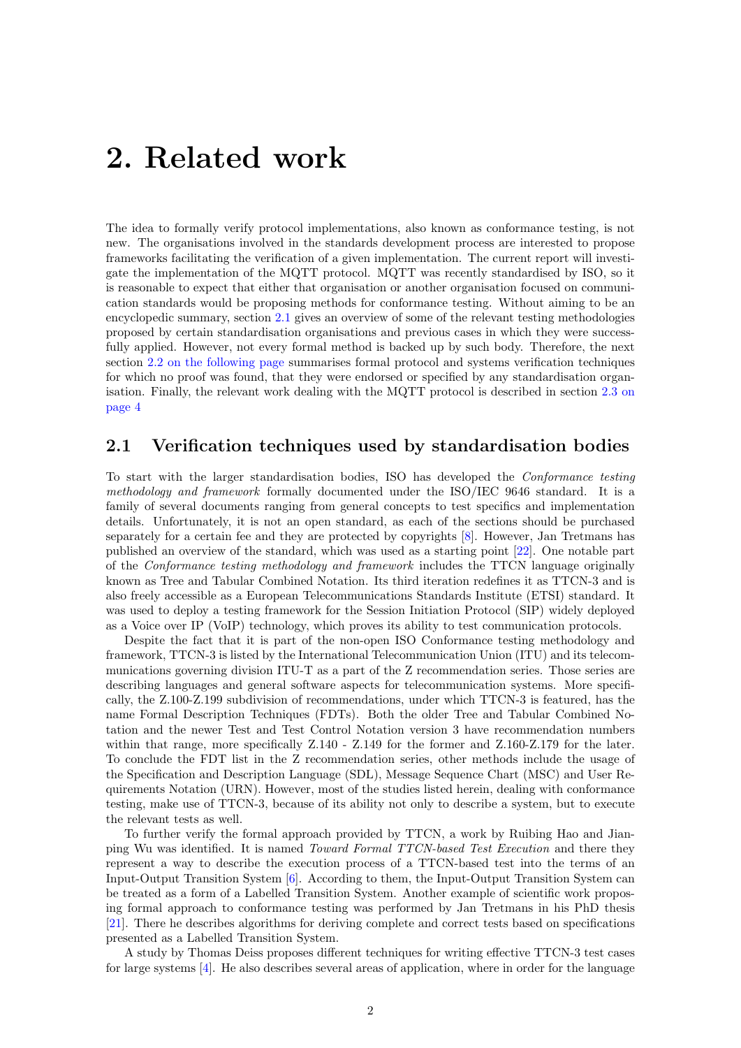# 2. Related work

The idea to formally verify protocol implementations, also known as conformance testing, is not new. The organisations involved in the standards development process are interested to propose frameworks facilitating the verification of a given implementation. The current report will investigate the implementation of the MQTT protocol. MQTT was recently standardised by ISO, so it is reasonable to expect that either that organisation or another organisation focused on communication standards would be proposing methods for conformance testing. Without aiming to be an encyclopedic summary, section 2.1 gives an overview of some of the relevant testing methodologies proposed by certain standardisation organisations and previous cases in which they were successfully applied. However, not every formal method is backed up by such body. Therefore, the next section 2.2 on the following page summarises formal protocol and systems verification techniques for which no proof was found, that they were endorsed or specified by any standardisation organisation. Finally, the relevant work dealing with the MQTT protocol is described in section 2.3 on page 4

## 2.1 Verification techniques used by standardisation bodies

To start with the larger standardisation bodies, ISO has developed the *Conformance testing methodology and framework* formally documented under the ISO/IEC 9646 standard. It is a family of several documents ranging from general concepts to test specifics and implementation details. Unfortunately, it is not an open standard, as each of the sections should be purchased separately for a certain fee and they are protected by copyrights [8]. However, Jan Tretmans has published an overview of the standard, which was used as a starting point [22]. One notable part of the *Conformance testing methodology and framework* includes the TTCN language originally known as Tree and Tabular Combined Notation. Its third iteration redefines it as TTCN-3 and is also freely accessible as a European Telecommunications Standards Institute (ETSI) standard. It was used to deploy a testing framework for the Session Initiation Protocol (SIP) widely deployed as a Voice over IP (VoIP) technology, which proves its ability to test communication protocols.

Despite the fact that it is part of the non-open ISO Conformance testing methodology and framework, TTCN-3 is listed by the International Telecommunication Union (ITU) and its telecommunications governing division ITU-T as a part of the Z recommendation series. Those series are describing languages and general software aspects for telecommunication systems. More specifically, the Z.100-Z.199 subdivision of recommendations, under which TTCN-3 is featured, has the name Formal Description Techniques (FDTs). Both the older Tree and Tabular Combined Notation and the newer Test and Test Control Notation version 3 have recommendation numbers within that range, more specifically Z.140 - Z.149 for the former and Z.160-Z.179 for the later. To conclude the FDT list in the Z recommendation series, other methods include the usage of the Specification and Description Language (SDL), Message Sequence Chart (MSC) and User Requirements Notation (URN). However, most of the studies listed herein, dealing with conformance testing, make use of TTCN-3, because of its ability not only to describe a system, but to execute the relevant tests as well.

To further verify the formal approach provided by TTCN, a work by Ruibing Hao and Jianping Wu was identified. It is named *Toward Formal TTCN-based Test Execution* and there they represent a way to describe the execution process of a TTCN-based test into the terms of an Input-Output Transition System [6]. According to them, the Input-Output Transition System can be treated as a form of a Labelled Transition System. Another example of scientific work proposing formal approach to conformance testing was performed by Jan Tretmans in his PhD thesis [21]. There he describes algorithms for deriving complete and correct tests based on specifications presented as a Labelled Transition System.

A study by Thomas Deiss proposes different techniques for writing effective TTCN-3 test cases for large systems [4]. He also describes several areas of application, where in order for the language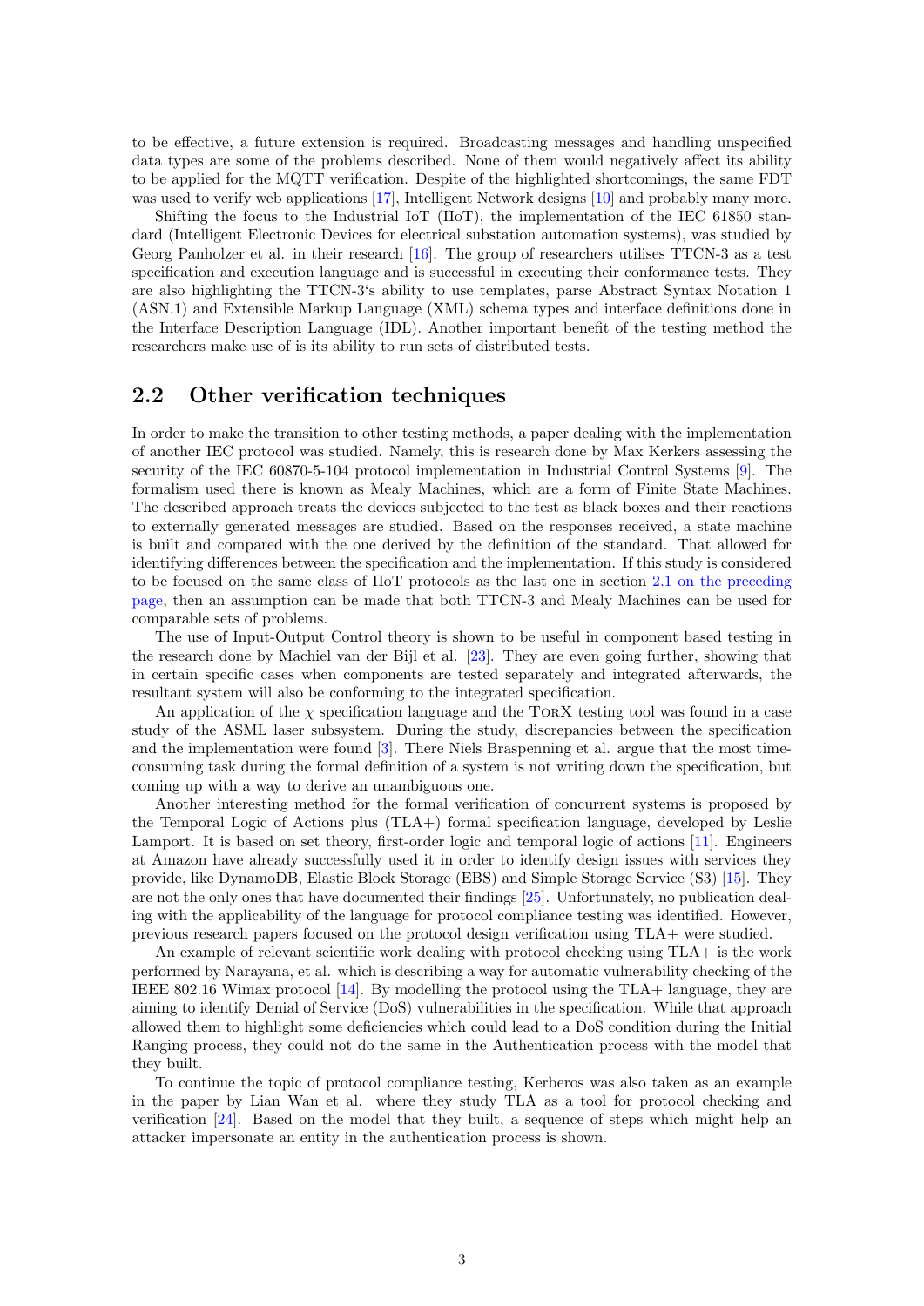to be effective, a future extension is required. Broadcasting messages and handling unspecified data types are some of the problems described. None of them would negatively affect its ability to be applied for the MQTT verification. Despite of the highlighted shortcomings, the same FDT was used to verify web applications [17], Intelligent Network designs [10] and probably many more.

Shifting the focus to the Industrial IoT (IIoT), the implementation of the IEC 61850 standard (Intelligent Electronic Devices for electrical substation automation systems), was studied by Georg Panholzer et al. in their research [16]. The group of researchers utilises TTCN-3 as a test specification and execution language and is successful in executing their conformance tests. They are also highlighting the TTCN-3's ability to use templates, parse Abstract Syntax Notation 1 (ASN.1) and Extensible Markup Language (XML) schema types and interface definitions done in the Interface Description Language (IDL). Another important benefit of the testing method the researchers make use of is its ability to run sets of distributed tests.

## 2.2 Other verification techniques

In order to make the transition to other testing methods, a paper dealing with the implementation of another IEC protocol was studied. Namely, this is research done by Max Kerkers assessing the security of the IEC 60870-5-104 protocol implementation in Industrial Control Systems [9]. The formalism used there is known as Mealy Machines, which are a form of Finite State Machines. The described approach treats the devices subjected to the test as black boxes and their reactions to externally generated messages are studied. Based on the responses received, a state machine is built and compared with the one derived by the definition of the standard. That allowed for identifying differences between the specification and the implementation. If this study is considered to be focused on the same class of IIoT protocols as the last one in section 2.1 on the preceding page, then an assumption can be made that both TTCN-3 and Mealy Machines can be used for comparable sets of problems.

The use of Input-Output Control theory is shown to be useful in component based testing in the research done by Machiel van der Bijl et al. [23]. They are even going further, showing that in certain specific cases when components are tested separately and integrated afterwards, the resultant system will also be conforming to the integrated specification.

An application of the $\chi$ specification language and the TorX testing tool was found in a case study of the ASML laser subsystem. During the study, discrepancies between the specification and the implementation were found [3]. There Niels Braspenning et al. argue that the most time-consuming task during the formal definition of a system is not writing down the specification, but coming up with a way to derive an unambiguous one.

Another interesting method for the formal verification of concurrent systems is proposed by the Temporal Logic of Actions plus (TLA+) formal specification language, developed by Leslie Lamport. It is based on set theory, first-order logic and temporal logic of actions [11]. Engineers at Amazon have already successfully used it in order to identify design issues with services they provide, like DynamoDB, Elastic Block Storage (EBS) and Simple Storage Service (S3) [15]. They are not the only ones that have documented their findings [25]. Unfortunately, no publication dealing with the applicability of the language for protocol compliance testing was identified. However, previous research papers focused on the protocol design verification using TLA+ were studied.

An example of relevant scientific work dealing with protocol checking using TLA+ is the work performed by Narayana, et al. which is describing a way for automatic vulnerability checking of the IEEE 802.16 Wimax protocol [14]. By modelling the protocol using the TLA+ language, they are aiming to identify Denial of Service (DoS) vulnerabilities in the specification. While that approach allowed them to highlight some deficiencies which could lead to a DoS condition during the Initial Ranging process, they could not do the same in the Authentication process with the model that they built.

To continue the topic of protocol compliance testing, Kerberos was also taken as an example in the paper by Lian Wan et al. where they study TLA as a tool for protocol checking and verification [24]. Based on the model that they built, a sequence of steps which might help an attacker impersonate an entity in the authentication process is shown.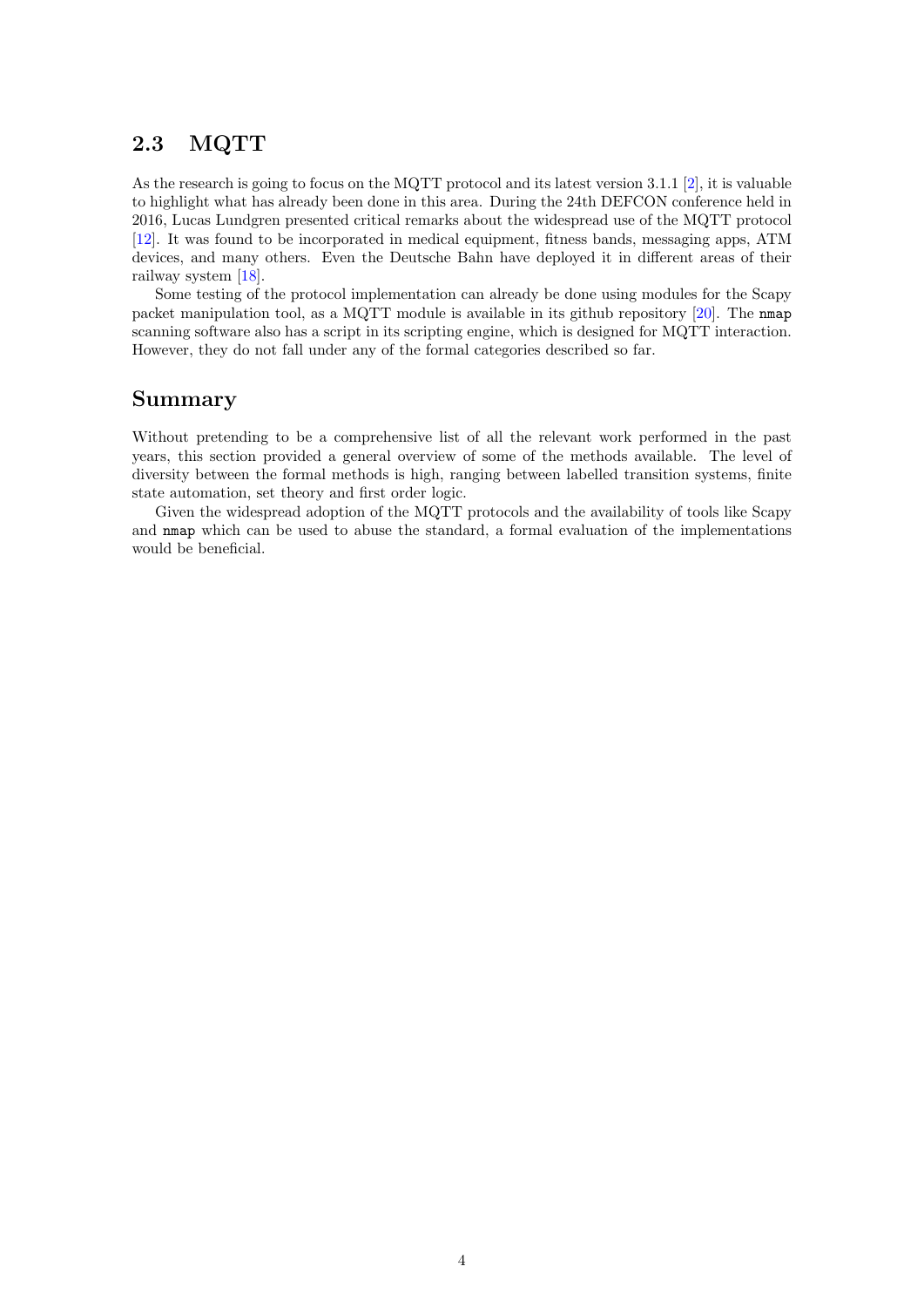## 2.3 MQTT

As the research is going to focus on the MQTT protocol and its latest version 3.1.1 [2], it is valuable to highlight what has already been done in this area. During the 24th DEFCON conference held in 2016, Lucas Lundgren presented critical remarks about the widespread use of the MQTT protocol [12]. It was found to be incorporated in medical equipment, fitness bands, messaging apps, ATM devices, and many others. Even the Deutsche Bahn have deployed it in different areas of their railway system [18].

Some testing of the protocol implementation can already be done using modules for the Scapy packet manipulation tool, as a MQTT module is available in its github repository [20]. The `nmap` scanning software also has a script in its scripting engine, which is designed for MQTT interaction. However, they do not fall under any of the formal categories described so far.

## Summary

Without pretending to be a comprehensive list of all the relevant work performed in the past years, this section provided a general overview of some of the methods available. The level of diversity between the formal methods is high, ranging between labelled transition systems, finite state automation, set theory and first order logic.

Given the widespread adoption of the MQTT protocols and the availability of tools like Scapy and `nmap` which can be used to abuse the standard, a formal evaluation of the implementations would be beneficial.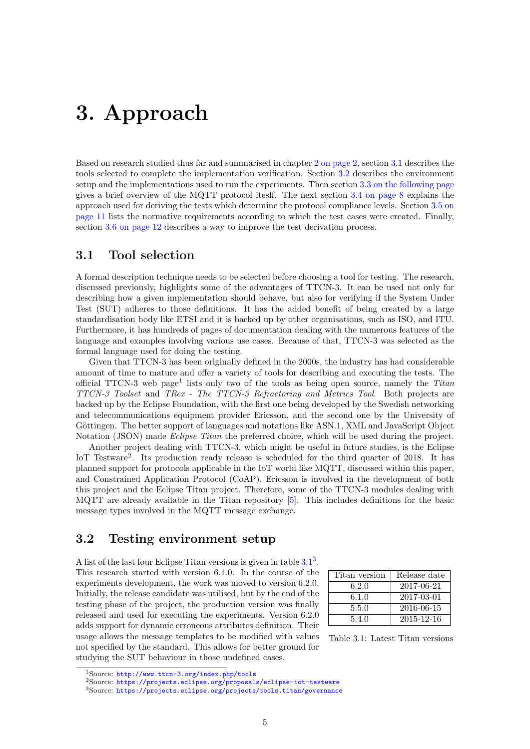# 3. Approach

Based on research studied thus far and summarised in chapter 2 on page 2, section 3.1 describes the tools selected to complete the implementation verification. Section 3.2 describes the environment setup and the implementations used to run the experiments. Then section 3.3 on the following page gives a brief overview of the MQTT protocol iteslf. The next section 3.4 on page 8 explains the approach used for deriving the tests which determine the protocol compliance levels. Section 3.5 on page 11 lists the normative requirements according to which the test cases were created. Finally, section 3.6 on page 12 describes a way to improve the test derivation process.

## 3.1 Tool selection

A formal description technique needs to be selected before choosing a tool for testing. The research, discussed previously, highlights some of the advantages of TTCN-3. It can be used not only for describing how a given implementation should behave, but also for verifying if the System Under Test (SUT) adheres to those definitions. It has the added benefit of being created by a large standardisation body like ETSI and it is backed up by other organisations, such as ISO, and ITU. Furthermore, it has hundreds of pages of documentation dealing with the numerous features of the language and examples involving various use cases. Because of that, TTCN-3 was selected as the formal language used for doing the testing.

Given that TTCN-3 has been originally defined in the 2000s, the industry has had considerable amount of time to mature and offer a variety of tools for describing and executing the tests. The official TTCN-3 web page[1] lists only two of the tools as being open source, namely the *Titan TTCN-3 Toolset* and *TRex - The TTCN-3 Refractoring and Metrics Tool*. Both projects are backed up by the Eclipse Foundation, with the first one being developed by the Swedish networking and telecommunications equipment provider Ericsson, and the second one by the University of Göttingen. The better support of languages and notations like ASN.1, XML and JavaScript Object Notation (JSON) made *Eclipse Titan* the preferred choice, which will be used during the project.

Another project dealing with TTCN-3, which might be useful in future studies, is the Eclipse IoT Testware[2]. Its production ready release is scheduled for the third quarter of 2018. It has planned support for protocols applicable in the IoT world like MQTT, discussed within this paper, and Constrained Application Protocol (CoAP). Ericsson is involved in the development of both this project and the Eclipse Titan project. Therefore, some of the TTCN-3 modules dealing with MQTT are already available in the Titan repository [5]. This includes definitions for the basic message types involved in the MQTT message exchange.

## 3.2 Testing environment setup

A list of the last four Eclipse Titan versions is given in table 3.1[3]. This research started with version 6.1.0. In the course of the experiments development, the work was moved to version 6.2.0. Initially, the release candidate was utilised, but by the end of the testing phase of the project, the production version was finally released and used for executing the experiments. Version 6.2.0 adds support for dynamic erroneous attributes definition. Their usage allows the message templates to be modified with values not specified by the standard. This allows for better ground for studying the SUT behaviour in those undefined cases.

| Titan version | Release date |
|---|---|
| 6.2.0 | 2017-06-21 |
| 6.1.0 | 2017-03-01 |
| 5.5.0 | 2016-06-15 |
| 5.4.0 | 2015-12-16 |

Table 3.1: Latest Titan versions

[1] Source: http://www.ttcn-3.org/index.php/tools

[2] Source: https://projects.eclipse.org/proposals/eclipse-iot-testware

[3] Source: https://projects.eclipse.org/projects/tools.titan/governance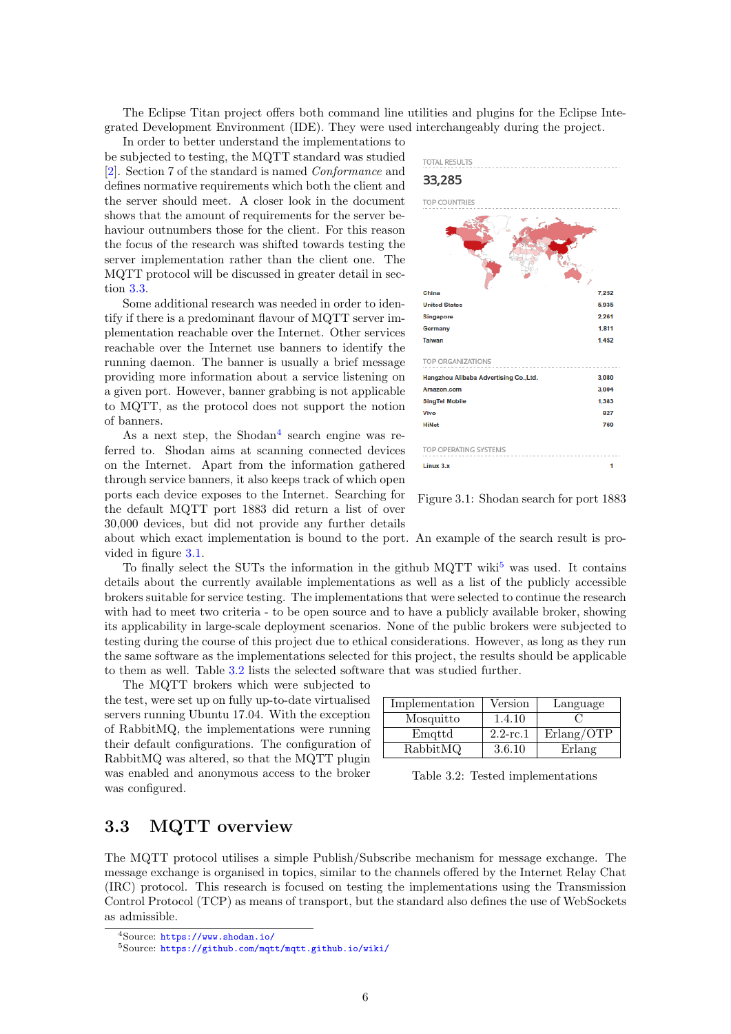The Eclipse Titan project offers both command line utilities and plugins for the Eclipse Integrated Development Environment (IDE). They were used interchangeably during the project.

In order to better understand the implementations to be subjected to testing, the MQTT standard was studied [2]. Section 7 of the standard is named *Conformance* and defines normative requirements which both the client and the server should meet. A closer look in the document shows that the amount of requirements for the server behaviour outnumbers those for the client. For this reason the focus of the research was shifted towards testing the server implementation rather than the client one. The MQTT protocol will be discussed in greater detail in section 3.3.

Some additional research was needed in order to identify if there is a predominant flavour of MQTT server implementation reachable over the Internet. Other services reachable over the Internet use banners to identify the running daemon. The banner is usually a brief message providing more information about a service listening on a given port. However, banner grabbing is not applicable to MQTT, as the protocol does not support the notion of banners.

As a next step, the Shodan[4] search engine was referred to. Shodan aims at scanning connected devices on the Internet. Apart from the information gathered through service banners, it also keeps track of which open ports each device exposes to the Internet. Searching for the default MQTT port 1883 did return a list of over 30,000 devices, but did not provide any further details about which exact implementation is bound to the port. An example of the search result is provided in figure 3.1.

TOTAL RESULTS

33,285

TOP COUNTRIES

| | |
|---|---|
| China | 7,252 |
| United States | 5,935 |
| Singapore | 2,261 |
| Germany | 1,811 |
| Taiwan | 1,452 |

TOP ORGANIZATIONS

| | |
|---|---|
| Hangzhou Alibaba Advertising Co.,Ltd. | 3,080 |
| Amazon.com | 3,004 |
| SingTel Mobile | 1,383 |
| Vivo | 827 |
| HiNet | 769 |

TOP OPERATING SYSTEMS

| | |
|---|---|
| Linux 3.x | 1 |

Figure 3.1: Shodan search for port 1883

To finally select the SUTs the information in the github MQTT wiki[5] was used. It contains details about the currently available implementations as well as a list of the publicly accessible brokers suitable for service testing. The implementations that were selected to continue the research with had to meet two criteria - to be open source and to have a publicly available broker, showing its applicability in large-scale deployment scenarios. None of the public brokers were subjected to testing during the course of this project due to ethical considerations. However, as long as they run the same software as the implementations selected for this project, the results should be applicable to them as well. Table 3.2 lists the selected software that was studied further.

The MQTT brokers which were subjected to the test, were set up on fully up-to-date virtualised servers running Ubuntu 17.04. With the exception of RabbitMQ, the implementations were running their default configurations. The configuration of RabbitMQ was altered, so that the MQTT plugin was enabled and anonymous access to the broker was configured.

| Implementation | Version | Language |
|---|---|---|
| Mosquitto | 1.4.10 | C |
| Emqttd | 2.2-rc.1 | Erlang/OTP |
| RabbitMQ | 3.6.10 | Erlang |

Table 3.2: Tested implementations

## 3.3 MQTT overview

The MQTT protocol utilises a simple Publish/Subscribe mechanism for message exchange. The message exchange is organised in topics, similar to the channels offered by the Internet Relay Chat (IRC) protocol. This research is focused on testing the implementations using the Transmission Control Protocol (TCP) as means of transport, but the standard also defines the use of WebSockets as admissible.

[4] Source: https://www.shodan.io/

[5] Source: https://github.com/mqtt/mqtt.github.io/wiki/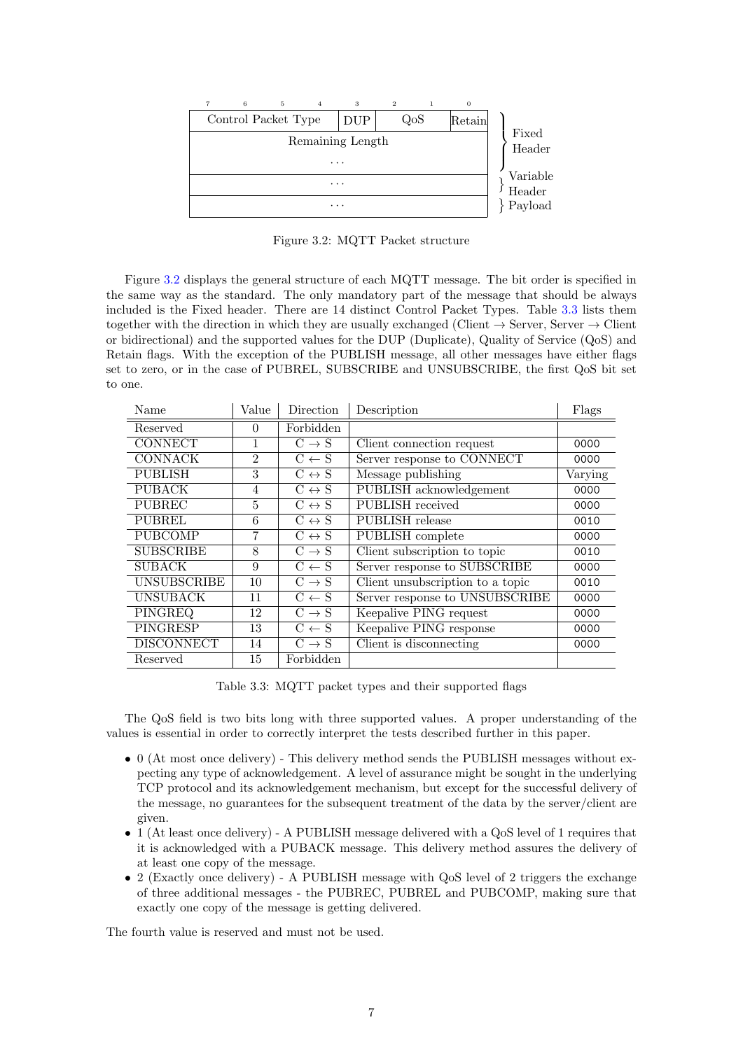| 7 | 6 | 5 | 4 | 3 | 2 | 1 | 0 | |
|---|---|---|---|---|---|---|---|---|
| Control Packet Type | | | | DUP | QoS | | Retain | Fixed Header |
| Remaining Length | | | | | | | | |
| ... | | | | | | | | |
| ... | | | | | | | | Variable Header |
| ... | | | | | | | | Payload |

Figure 3.2: MQTT Packet structure

Figure 3.2 displays the general structure of each MQTT message. The bit order is specified in the same way as the standard. The only mandatory part of the message that should be always included is the Fixed header. There are 14 distinct Control Packet Types. Table 3.3 lists them together with the direction in which they are usually exchanged (Client → Server, Server → Client or bidirectional) and the supported values for the DUP (Duplicate), Quality of Service (QoS) and Retain flags. With the exception of the PUBLISH message, all other messages have either flags set to zero, or in the case of PUBREL, SUBSCRIBE and UNSUBSCRIBE, the first QoS bit set to one.

| Name | Value | Direction | Description | Flags |
|---|---|---|---|---|
| Reserved | 0 | Forbidden | | |
| CONNECT | 1 | C → S | Client connection request | 0000 |
| CONNACK | 2 | C ← S | Server response to CONNECT | 0000 |
| PUBLISH | 3 | C ↔ S | Message publishing | Varying |
| PUBACK | 4 | C ↔ S | PUBLISH acknowledgement | 0000 |
| PUBREC | 5 | C ↔ S | PUBLISH received | 0000 |
| PUBREL | 6 | C ↔ S | PUBLISH release | 0010 |
| PUBCOMP | 7 | C ↔ S | PUBLISH complete | 0000 |
| SUBSCRIBE | 8 | C → S | Client subscription to topic | 0010 |
| SUBACK | 9 | C ← S | Server response to SUBSCRIBE | 0000 |
| UNSUBSCRIBE | 10 | C → S | Client unsubscription to a topic | 0010 |
| UNSUBACK | 11 | C ← S | Server response to UNSUBSCRIBE | 0000 |
| PINGREQ | 12 | C → S | Keepalive PING request | 0000 |
| PINGRESP | 13 | C ← S | Keepalive PING response | 0000 |
| DISCONNECT | 14 | C → S | Client is disconnecting | 0000 |
| Reserved | 15 | Forbidden | | |

Table 3.3: MQTT packet types and their supported flags

The QoS field is two bits long with three supported values. A proper understanding of the values is essential in order to correctly interpret the tests described further in this paper.

- 0 (At most once delivery) - This delivery method sends the PUBLISH messages without expecting any type of acknowledgement. A level of assurance might be sought in the underlying TCP protocol and its acknowledgement mechanism, but except for the successful delivery of the message, no guarantees for the subsequent treatment of the data by the server/client are given.
- 1 (At least once delivery) - A PUBLISH message delivered with a QoS level of 1 requires that it is acknowledged with a PUBACK message. This delivery method assures the delivery of at least one copy of the message.
- 2 (Exactly once delivery) - A PUBLISH message with QoS level of 2 triggers the exchange of three additional messages - the PUBREC, PUBREL and PUBCOMP, making sure that exactly one copy of the message is getting delivered.

The fourth value is reserved and must not be used.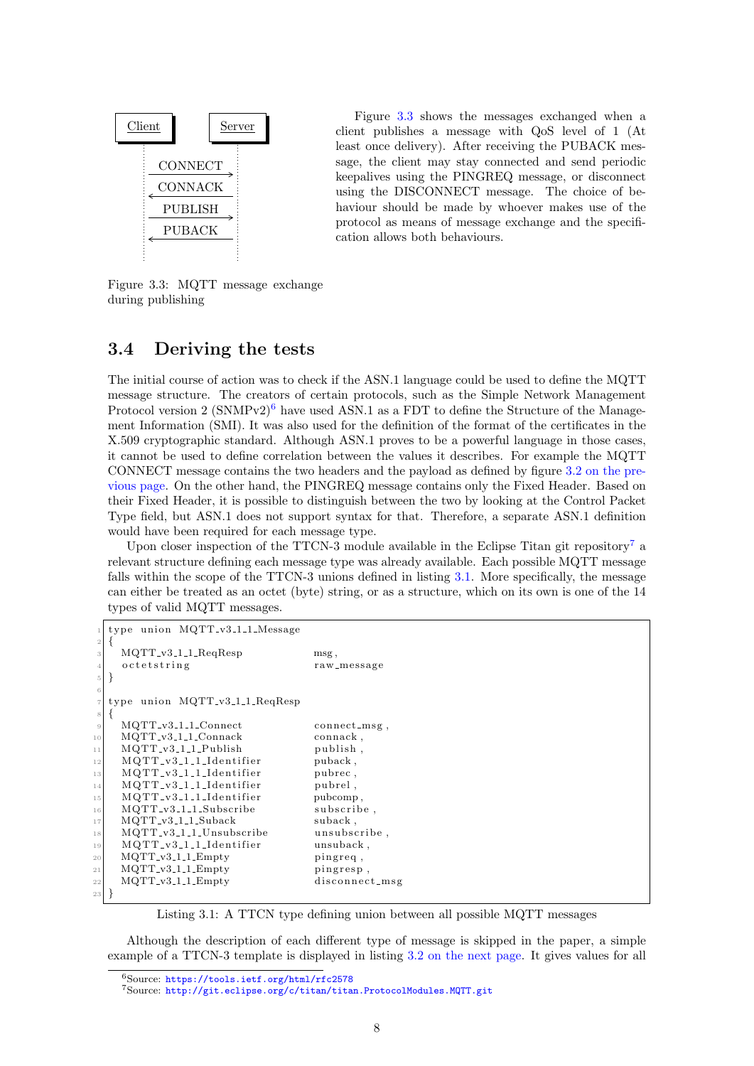Client Server

CONNECT →
← CONNACK
PUBLISH →
← PUBACK

Figure 3.3: MQTT message exchange during publishing

Figure 3.3 shows the messages exchanged when a client publishes a message with QoS level of 1 (At least once delivery). After receiving the PUBACK message, the client may stay connected and send periodic keepalives using the PINGREQ message, or disconnect using the DISCONNECT message. The choice of behaviour should be made by whoever makes use of the protocol as means of message exchange and the specification allows both behaviours.

## 3.4 Deriving the tests

The initial course of action was to check if the ASN.1 language could be used to define the MQTT message structure. The creators of certain protocols, such as the Simple Network Management Protocol version 2 (SNMPv2)[6] have used ASN.1 as a FDT to define the Structure of the Management Information (SMI). It was also used for the definition of the format of the certificates in the X.509 cryptographic standard. Although ASN.1 proves to be a powerful language in those cases, it cannot be used to define correlation between the values it describes. For example the MQTT CONNECT message contains the two headers and the payload as defined by figure 3.2 on the previous page. On the other hand, the PINGREQ message contains only the Fixed Header. Based on their Fixed Header, it is possible to distinguish between the two by looking at the Control Packet Type field, but ASN.1 does not support syntax for that. Therefore, a separate ASN.1 definition would have been required for each message type.

Upon closer inspection of the TTCN-3 module available in the Eclipse Titan git repository[7] a relevant structure defining each message type was already available. Each possible MQTT message falls within the scope of the TTCN-3 unions defined in listing 3.1. More specifically, the message can either be treated as an octet (byte) string, or as a structure, which on its own is one of the 14 types of valid MQTT messages.

```
type union MQTT_v3_1_1_Message
{
  MQTT_v3_1_1_ReqResp            msg,
  octetstring                    raw_message
}

type union MQTT_v3_1_1_ReqResp
{
  MQTT_v3_1_1_Connect            connect_msg,
  MQTT_v3_1_1_Connack            connack,
  MQTT_v3_1_1_Publish            publish,
  MQTT_v3_1_1_Identifier         puback,
  MQTT_v3_1_1_Identifier         pubrec,
  MQTT_v3_1_1_Identifier         pubrel,
  MQTT_v3_1_1_Identifier         pubcomp,
  MQTT_v3_1_1_Subscribe          subscribe,
  MQTT_v3_1_1_Suback             suback,
  MQTT_v3_1_1_Unsubscribe        unsubscribe,
  MQTT_v3_1_1_Identifier         unsuback,
  MQTT_v3_1_1_Empty              pingreq,
  MQTT_v3_1_1_Empty              pingresp,
  MQTT_v3_1_1_Empty              disconnect_msg
}
```

Listing 3.1: A TTCN type defining union between all possible MQTT messages

Although the description of each different type of message is skipped in the paper, a simple example of a TTCN-3 template is displayed in listing 3.2 on the next page. It gives values for all

[6] Source: https://tools.ietf.org/html/rfc2578

[7] Source: http://git.eclipse.org/c/titan/titan.ProtocolModules.MQTT.git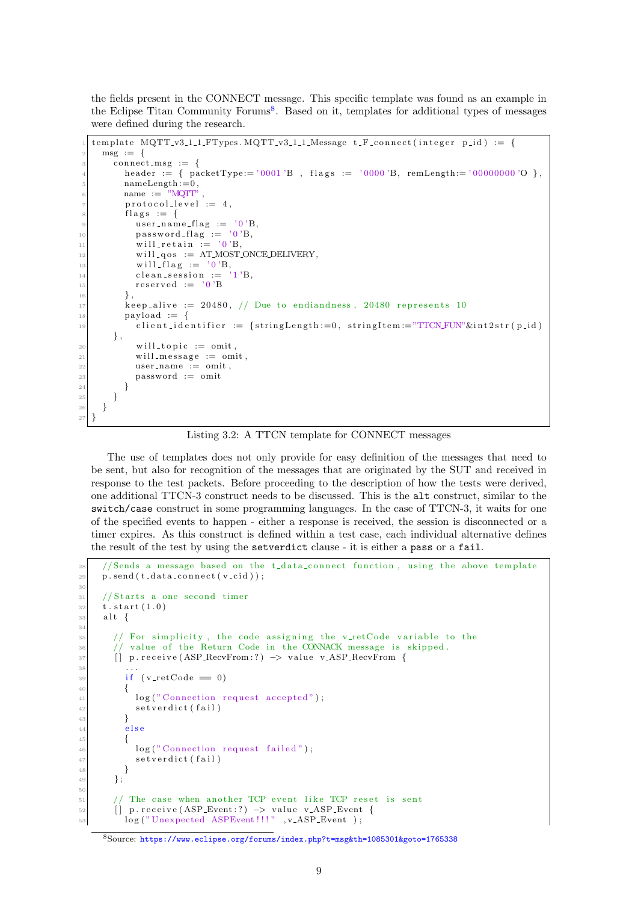the fields present in the CONNECT message. This specific template was found as an example in the Eclipse Titan Community Forums[8]. Based on it, templates for additional types of messages were defined during the research.

```
template MQTT_v3_1_1_FTypes.MQTT_v3_1_1_Message t_F_connect(integer p_id) := {
  msg := {
    connect_msg := {
      header := { packetType:='0001'B , flags := '0000'B, remLength:='00000000'O },
      nameLength:=0,
      name := "MQTT",
      protocol_level := 4,
      flags := {
        user_name_flag := '0'B,
        password_flag := '0'B,
        will_retain := '0'B,
        will_qos := AT_MOST_ONCE_DELIVERY,
        will_flag := '0'B,
        clean_session := '1'B,
        reserved := '0'B
      },
      keep_alive := 20480, // Due to endiandness, 20480 represents 10
      payload := {
        client_identifier := {stringLength:=0, stringItem:="TTCN_FUN"&int2str(p_id)
    },
        will_topic := omit,
        will_message := omit,
        user_name := omit,
        password := omit
      }
    }
  }
}
```

Listing 3.2: A TTCN template for CONNECT messages

The use of templates does not only provide for easy definition of the messages that need to be sent, but also for recognition of the messages that are originated by the SUT and received in response to the test packets. Before proceeding to the description of how the tests were derived, one additional TTCN-3 construct needs to be discussed. This is the **alt** construct, similar to the **switch/case** construct in some programming languages. In the case of TTCN-3, it waits for one of the specified events to happen - either a response is received, the session is disconnected or a timer expires. As this construct is defined within a test case, each individual alternative defines the result of the test by using the **setverdict** clause - it is either a **pass** or a **fail**.

```
  //Sends a message based on the t_data_connect function, using the above template
  p.send(t_data_connect(v_cid));

  //Starts a one second timer
  t.start(1.0)
  alt {

    // For simplicity, the code assigning the v_retCode variable to the
    // value of the Return Code in the CONNACK message is skipped.
    [] p.receive(ASP_RecvFrom:?) -> value v_ASP_RecvFrom {
      ...
      if (v_retCode == 0)
      {
        log("Connection request accepted");
        setverdict(fail)
      }
      else
      {
        log("Connection request failed");
        setverdict(fail)
      }
    };

    // The case when another TCP event like TCP reset is sent
    [] p.receive(ASP_Event:?) -> value v_ASP_Event {
      log("Unexpected ASPEvent!!!" ,v_ASP_Event );
```

[8] Source: https://www.eclipse.org/forums/index.php?t=msg&th=1085301&goto=1765338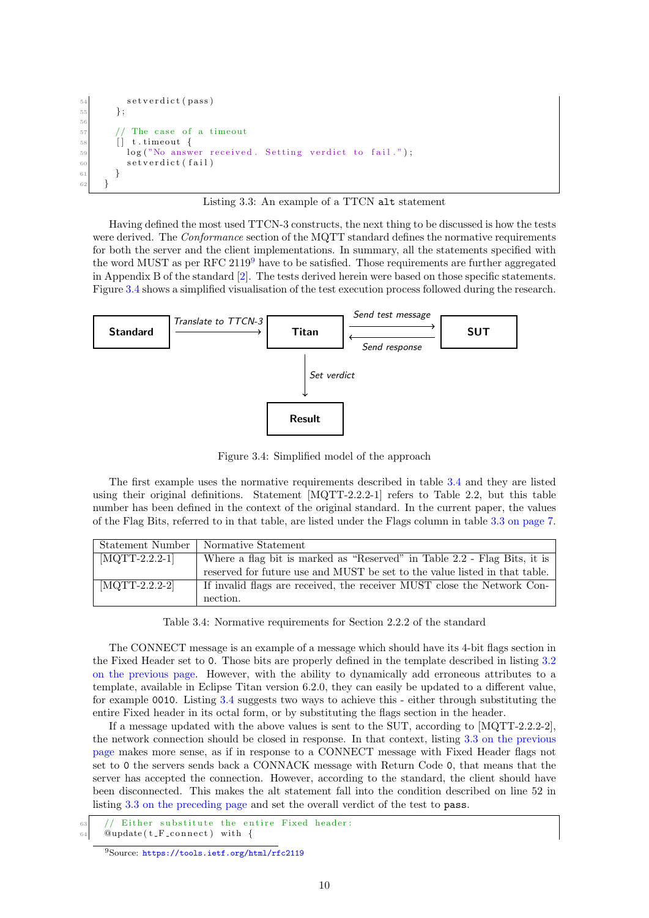```
      setverdict(pass)
    };

    // The case of a timeout
    [] t.timeout {
      log("No answer received. Setting verdict to fail.");
      setverdict(fail)
    }
  }
```

Listing 3.3: An example of a TTCN `alt` statement

Having defined the most used TTCN-3 constructs, the next thing to be discussed is how the tests were derived. The *Conformance* section of the MQTT standard defines the normative requirements for both the server and the client implementations. In summary, all the statements specified with the word MUST as per RFC 2119[9] have to be satisfied. Those requirements are further aggregated in Appendix B of the standard [2]. The tests derived herein were based on those specific statements. Figure 3.4 shows a simplified visualisation of the test execution process followed during the research.

Standard —*Translate to TTCN-3*→ Titan —*Send test message*→ SUT

SUT —*Send response*→ Titan

Titan —*Set verdict*→ Result

Figure 3.4: Simplified model of the approach

The first example uses the normative requirements described in table 3.4 and they are listed using their original definitions. Statement [MQTT-2.2.2-1] refers to Table 2.2, but this table number has been defined in the context of the original standard. In the current paper, the values of the Flag Bits, referred to in that table, are listed under the Flags column in table 3.3 on page 7.

| Statement Number | Normative Statement |
|---|---|
| [MQTT-2.2.2-1] | Where a flag bit is marked as "Reserved" in Table 2.2 - Flag Bits, it is reserved for future use and MUST be set to the value listed in that table. |
| [MQTT-2.2.2-2] | If invalid flags are received, the receiver MUST close the Network Connection. |

Table 3.4: Normative requirements for Section 2.2.2 of the standard

The CONNECT message is an example of a message which should have its 4-bit flags section in the Fixed Header set to `0`. Those bits are properly defined in the template described in listing 3.2 on the previous page. However, with the ability to dynamically add erroneous attributes to a template, available in Eclipse Titan version 6.2.0, they can easily be updated to a different value, for example `0010`. Listing 3.4 suggests two ways to achieve this - either through substituting the entire Fixed header in its octal form, or by substituting the flags section in the header.

If a message updated with the above values is sent to the SUT, according to [MQTT-2.2.2-2], the network connection should be closed in response. In that context, listing 3.3 on the previous page makes more sense, as if in response to a CONNECT message with Fixed Header flags not set to `0` the servers sends back a CONNACK message with Return Code `0`, that means that the server has accepted the connection. However, according to the standard, the client should have been disconnected. This makes the alt statement fall into the condition described on line 52 in listing 3.3 on the preceding page and set the overall verdict of the test to `pass`.

```
  // Either substitute the entire Fixed header:
  @update(t_F_connect) with {
```

[9]Source: https://tools.ietf.org/html/rfc2119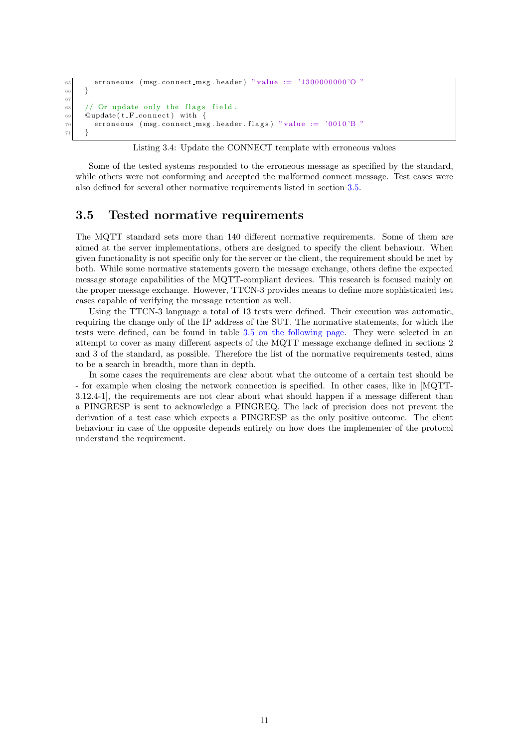```
    erroneous (msg.connect_msg.header) "value := '1300000000'O "
  }

  // Or update only the flags field.
  @update(t_F_connect) with {
    erroneous (msg.connect_msg.header.flags) "value := '0010'B "
  }
```

Listing 3.4: Update the CONNECT template with erroneous values

Some of the tested systems responded to the erroneous message as specified by the standard, while others were not conforming and accepted the malformed connect message. Test cases were also defined for several other normative requirements listed in section 3.5.

## 3.5 Tested normative requirements

The MQTT standard sets more than 140 different normative requirements. Some of them are aimed at the server implementations, others are designed to specify the client behaviour. When given functionality is not specific only for the server or the client, the requirement should be met by both. While some normative statements govern the message exchange, others define the expected message storage capabilities of the MQTT-compliant devices. This research is focused mainly on the proper message exchange. However, TTCN-3 provides means to define more sophisticated test cases capable of verifying the message retention as well.

Using the TTCN-3 language a total of 13 tests were defined. Their execution was automatic, requiring the change only of the IP address of the SUT. The normative statements, for which the tests were defined, can be found in table 3.5 on the following page. They were selected in an attempt to cover as many different aspects of the MQTT message exchange defined in sections 2 and 3 of the standard, as possible. Therefore the list of the normative requirements tested, aims to be a search in breadth, more than in depth.

In some cases the requirements are clear about what the outcome of a certain test should be - for example when closing the network connection is specified. In other cases, like in [MQTT-3.12.4-1], the requirements are not clear about what should happen if a message different than a PINGRESP is sent to acknowledge a PINGREQ. The lack of precision does not prevent the derivation of a test case which expects a PINGRESP as the only positive outcome. The client behaviour in case of the opposite depends entirely on how does the implementer of the protocol understand the requirement.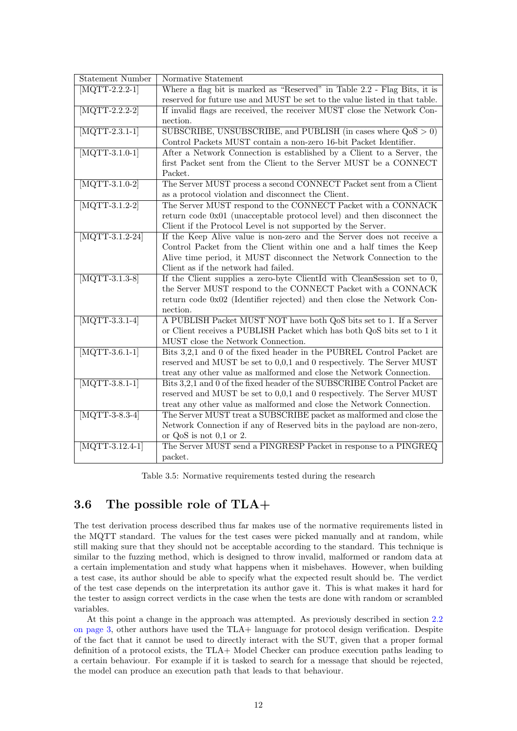| Statement Number | Normative Statement |
| --- | --- |
| [MQTT-2.2.2-1] | Where a flag bit is marked as “Reserved” in Table 2.2 - Flag Bits, it is reserved for future use and MUST be set to the value listed in that table. |
| [MQTT-2.2.2-2] | If invalid flags are received, the receiver MUST close the Network Connection. |
| [MQTT-2.3.1-1] | SUBSCRIBE, UNSUBSCRIBE, and PUBLISH (in cases where QoS > 0) Control Packets MUST contain a non-zero 16-bit Packet Identifier. |
| [MQTT-3.1.0-1] | After a Network Connection is established by a Client to a Server, the first Packet sent from the Client to the Server MUST be a CONNECT Packet. |
| [MQTT-3.1.0-2] | The Server MUST process a second CONNECT Packet sent from a Client as a protocol violation and disconnect the Client. |
| [MQTT-3.1.2-2] | The Server MUST respond to the CONNECT Packet with a CONNACK return code 0x01 (unacceptable protocol level) and then disconnect the Client if the Protocol Level is not supported by the Server. |
| [MQTT-3.1.2-24] | If the Keep Alive value is non-zero and the Server does not receive a Control Packet from the Client within one and a half times the Keep Alive time period, it MUST disconnect the Network Connection to the Client as if the network had failed. |
| [MQTT-3.1.3-8] | If the Client supplies a zero-byte ClientId with CleanSession set to 0, the Server MUST respond to the CONNECT Packet with a CONNACK return code 0x02 (Identifier rejected) and then close the Network Connection. |
| [MQTT-3.3.1-4] | A PUBLISH Packet MUST NOT have both QoS bits set to 1. If a Server or Client receives a PUBLISH Packet which has both QoS bits set to 1 it MUST close the Network Connection. |
| [MQTT-3.6.1-1] | Bits 3,2,1 and 0 of the fixed header in the PUBREL Control Packet are reserved and MUST be set to 0,0,1 and 0 respectively. The Server MUST treat any other value as malformed and close the Network Connection. |
| [MQTT-3.8.1-1] | Bits 3,2,1 and 0 of the fixed header of the SUBSCRIBE Control Packet are reserved and MUST be set to 0,0,1 and 0 respectively. The Server MUST treat any other value as malformed and close the Network Connection. |
| [MQTT-3-8.3-4] | The Server MUST treat a SUBSCRIBE packet as malformed and close the Network Connection if any of Reserved bits in the payload are non-zero, or QoS is not 0,1 or 2. |
| [MQTT-3.12.4-1] | The Server MUST send a PINGRESP Packet in response to a PINGREQ packet. |

Table 3.5: Normative requirements tested during the research

## 3.6 The possible role of TLA+

The test derivation process described thus far makes use of the normative requirements listed in the MQTT standard. The values for the test cases were picked manually and at random, while still making sure that they should not be acceptable according to the standard. This technique is similar to the fuzzing method, which is designed to throw invalid, malformed or random data at a certain implementation and study what happens when it misbehaves. However, when building a test case, its author should be able to specify what the expected result should be. The verdict of the test case depends on the interpretation its author gave it. This is what makes it hard for the tester to assign correct verdicts in the case when the tests are done with random or scrambled variables.

At this point a change in the approach was attempted. As previously described in section 2.2 on page 3, other authors have used the TLA+ language for protocol design verification. Despite of the fact that it cannot be used to directly interact with the SUT, given that a proper formal definition of a protocol exists, the TLA+ Model Checker can produce execution paths leading to a certain behaviour. For example if it is tasked to search for a message that should be rejected, the model can produce an execution path that leads to that behaviour.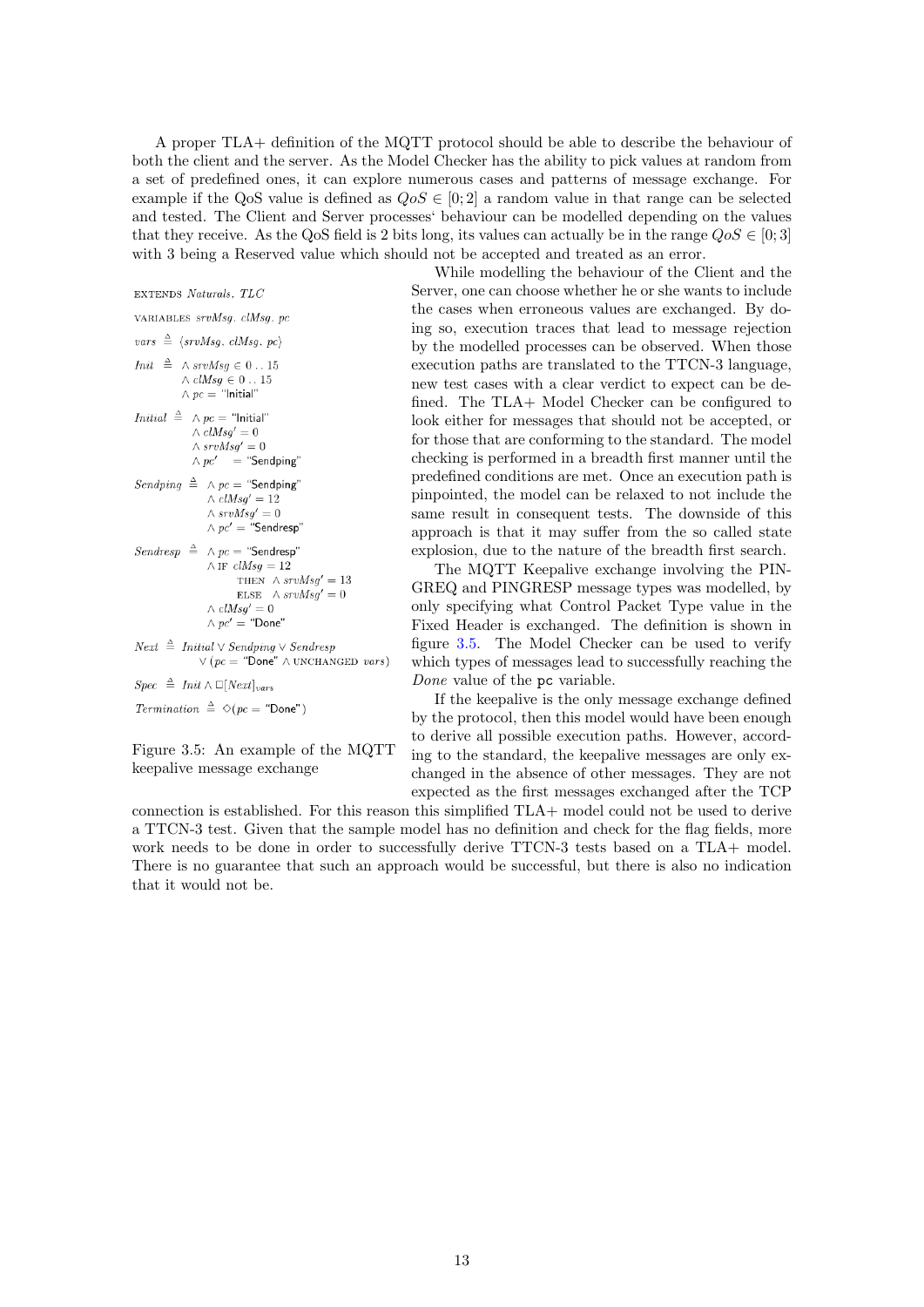A proper TLA+ definition of the MQTT protocol should be able to describe the behaviour of both the client and the server. As the Model Checker has the ability to pick values at random from a set of predefined ones, it can explore numerous cases and patterns of message exchange. For example if the QoS value is defined as $QoS \in [0; 2]$ a random value in that range can be selected and tested. The Client and Server processes' behaviour can be modelled depending on the values that they receive. As the QoS field is 2 bits long, its values can actually be in the range $QoS \in [0; 3]$ with 3 being a Reserved value which should not be accepted and treated as an error.

```
EXTENDS Naturals, TLC

VARIABLES srvMsg, clMsg, pc

vars ≜ ⟨srvMsg, clMsg, pc⟩

Init ≜ ∧ srvMsg ∈ 0 .. 15
       ∧ clMsg ∈ 0 .. 15
       ∧ pc = "Initial"

Initial ≜ ∧ pc = "Initial"
          ∧ clMsg' = 0
          ∧ srvMsg' = 0
          ∧ pc'    = "Sendping"

Sendping ≜ ∧ pc = "Sendping"
           ∧ clMsg' = 12
           ∧ srvMsg' = 0
           ∧ pc' = "Sendresp"

Sendresp ≜ ∧ pc = "Sendresp"
           ∧ IF clMsg = 12
                THEN ∧ srvMsg' = 13
                ELSE ∧ srvMsg' = 0
           ∧ clMsg' = 0
           ∧ pc' = "Done"

Next ≜ Initial ∨ Sendping ∨ Sendresp
       ∨ (pc = "Done" ∧ UNCHANGED vars)

Spec ≜ Init ∧ □[Next]_vars

Termination ≜ ◇(pc = "Done")
```

Figure 3.5: An example of the MQTT keepalive message exchange

While modelling the behaviour of the Client and the Server, one can choose whether he or she wants to include the cases when erroneous values are exchanged. By doing so, execution traces that lead to message rejection by the modelled processes can be observed. When those execution paths are translated to the TTCN-3 language, new test cases with a clear verdict to expect can be defined. The TLA+ Model Checker can be configured to look either for messages that should not be accepted, or for those that are conforming to the standard. The model checking is performed in a breadth first manner until the predefined conditions are met. Once an execution path is pinpointed, the model can be relaxed to not include the same result in consequent tests. The downside of this approach is that it may suffer from the so called state explosion, due to the nature of the breadth first search.

The MQTT Keepalive exchange involving the PINGREQ and PINGRESP message types was modelled, by only specifying what Control Packet Type value in the Fixed Header is exchanged. The definition is shown in figure 3.5. The Model Checker can be used to verify which types of messages lead to successfully reaching the *Done* value of the `pc` variable.

If the keepalive is the only message exchange defined by the protocol, then this model would have been enough to derive all possible execution paths. However, according to the standard, the keepalive messages are only exchanged in the absence of other messages. They are not expected as the first messages exchanged after the TCP connection is established. For this reason this simplified TLA+ model could not be used to derive a TTCN-3 test. Given that the sample model has no definition and check for the flag fields, more work needs to be done in order to successfully derive TTCN-3 tests based on a TLA+ model. There is no guarantee that such an approach would be successful, but there is also no indication that it would not be.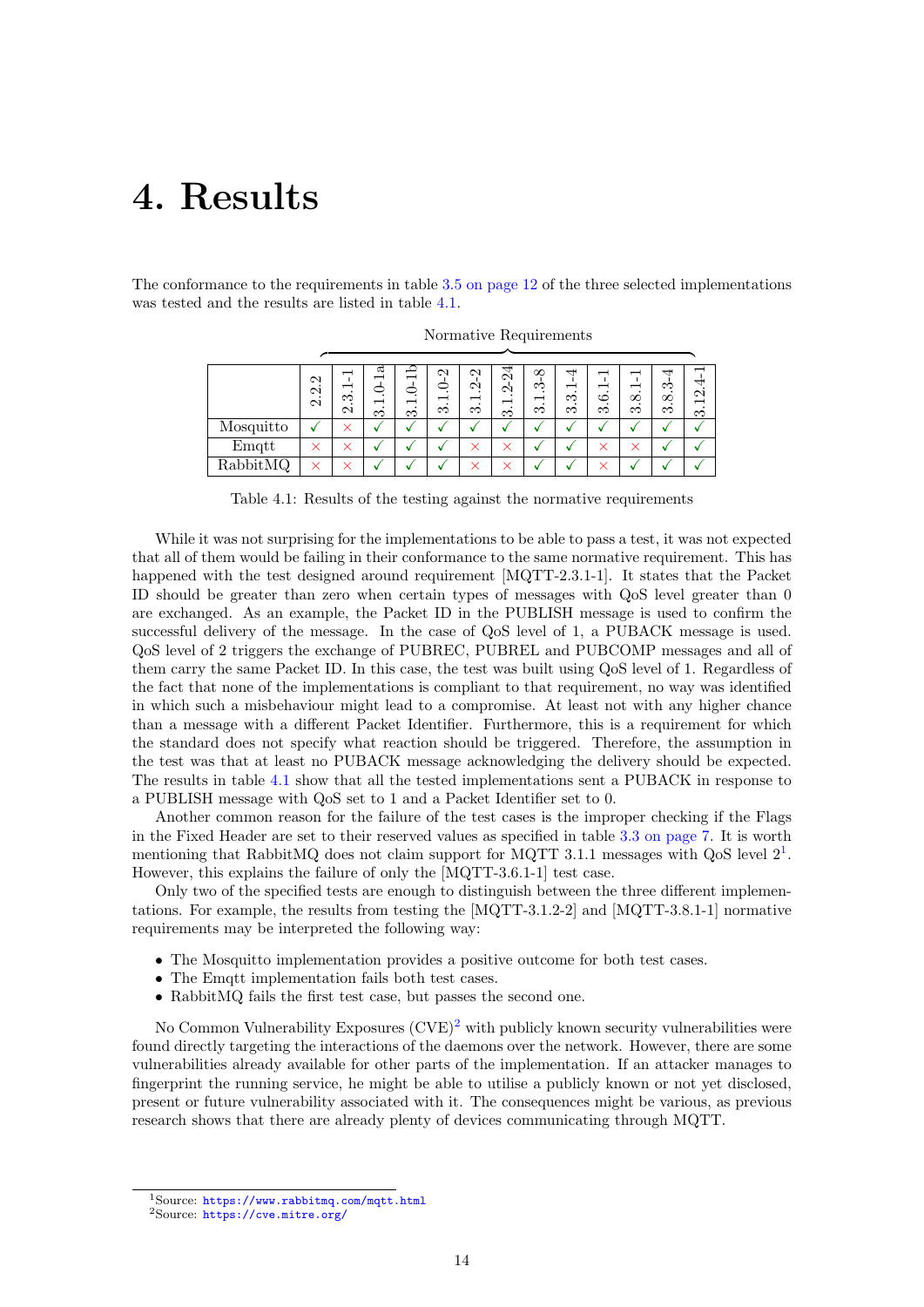# 4. Results

The conformance to the requirements in table 3.5 on page 12 of the three selected implementations was tested and the results are listed in table 4.1.

| | Normative Requirements | | | | | | | | | | | | |
|---|---|---|---|---|---|---|---|---|---|---|---|---|---|
| | 2.2.2 | 2.3.1-1 | 3.1.0-1a | 3.1.0-1b | 3.1.0-2 | 3.1.2-2 | 3.1.2-24 | 3.1.3-8 | 3.3.1-4 | 3.6.1-1 | 3.8.1-1 | 3.8.3-4 | 3.12.4-1 |
| Mosquitto | ✓ | × | ✓ | ✓ | ✓ | ✓ | ✓ | ✓ | ✓ | ✓ | ✓ | ✓ | ✓ |
| Emqtt | × | × | ✓ | ✓ | ✓ | × | × | ✓ | ✓ | × | × | ✓ | ✓ |
| RabbitMQ | × | × | ✓ | ✓ | ✓ | × | × | ✓ | ✓ | × | ✓ | ✓ | ✓ |

Table 4.1: Results of the testing against the normative requirements

While it was not surprising for the implementations to be able to pass a test, it was not expected that all of them would be failing in their conformance to the same normative requirement. This has happened with the test designed around requirement [MQTT-2.3.1-1]. It states that the Packet ID should be greater than zero when certain types of messages with QoS level greater than 0 are exchanged. As an example, the Packet ID in the PUBLISH message is used to confirm the successful delivery of the message. In the case of QoS level of 1, a PUBACK message is used. QoS level of 2 triggers the exchange of PUBREC, PUBREL and PUBCOMP messages and all of them carry the same Packet ID. In this case, the test was built using QoS level of 1. Regardless of the fact that none of the implementations is compliant to that requirement, no way was identified in which such a misbehaviour might lead to a compromise. At least not with any higher chance than a message with a different Packet Identifier. Furthermore, this is a requirement for which the standard does not specify what reaction should be triggered. Therefore, the assumption in the test was that at least no PUBACK message acknowledging the delivery should be expected. The results in table 4.1 show that all the tested implementations sent a PUBACK in response to a PUBLISH message with QoS set to 1 and a Packet Identifier set to 0.

Another common reason for the failure of the test cases is the improper checking if the Flags in the Fixed Header are set to their reserved values as specified in table 3.3 on page 7. It is worth mentioning that RabbitMQ does not claim support for MQTT 3.1.1 messages with QoS level 2[1]. However, this explains the failure of only the [MQTT-3.6.1-1] test case.

Only two of the specified tests are enough to distinguish between the three different implementations. For example, the results from testing the [MQTT-3.1.2-2] and [MQTT-3.8.1-1] normative requirements may be interpreted the following way:

- The Mosquitto implementation provides a positive outcome for both test cases.
- The Emqtt implementation fails both test cases.
- RabbitMQ fails the first test case, but passes the second one.

No Common Vulnerability Exposures (CVE)[2] with publicly known security vulnerabilities were found directly targeting the interactions of the daemons over the network. However, there are some vulnerabilities already available for other parts of the implementation. If an attacker manages to fingerprint the running service, he might be able to utilise a publicly known or not yet disclosed, present or future vulnerability associated with it. The consequences might be various, as previous research shows that there are already plenty of devices communicating through MQTT.

[1]Source: https://www.rabbitmq.com/mqtt.html
[2]Source: https://cve.mitre.org/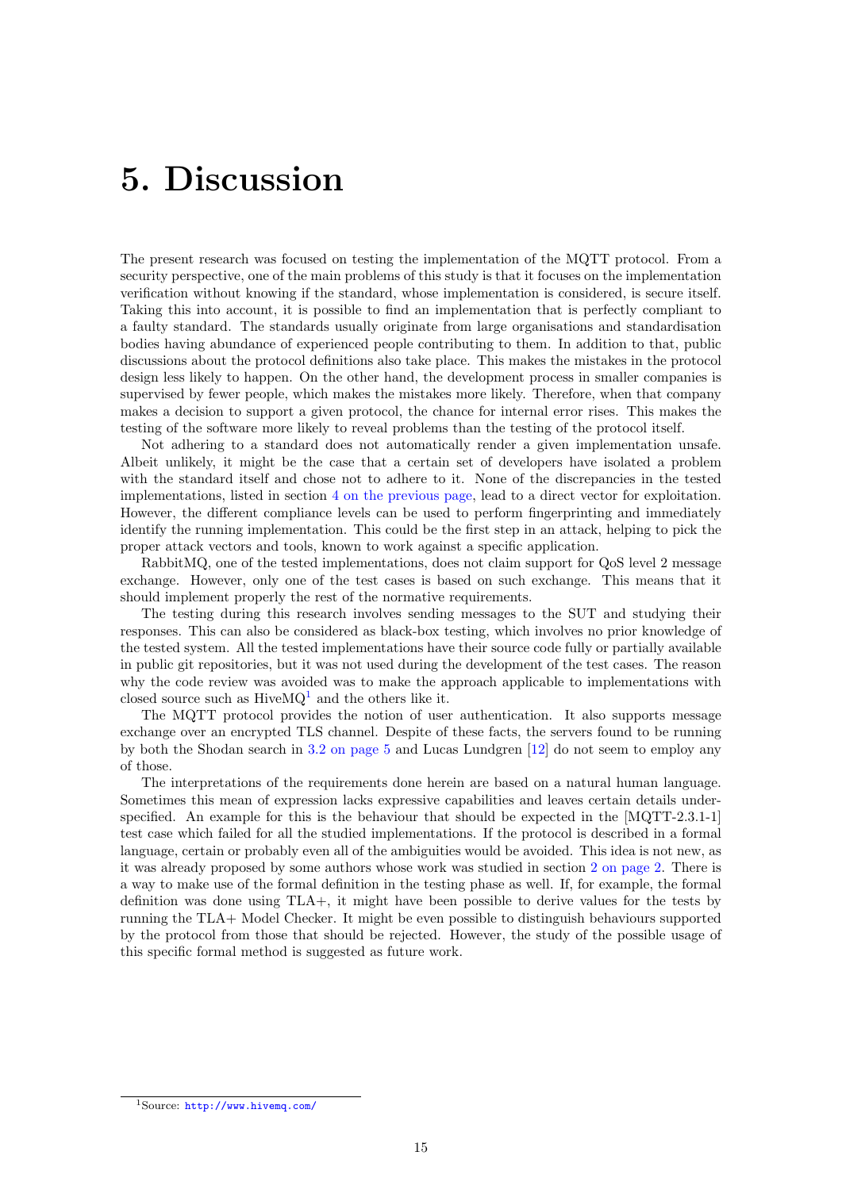# 5. Discussion

The present research was focused on testing the implementation of the MQTT protocol. From a security perspective, one of the main problems of this study is that it focuses on the implementation verification without knowing if the standard, whose implementation is considered, is secure itself. Taking this into account, it is possible to find an implementation that is perfectly compliant to a faulty standard. The standards usually originate from large organisations and standardisation bodies having abundance of experienced people contributing to them. In addition to that, public discussions about the protocol definitions also take place. This makes the mistakes in the protocol design less likely to happen. On the other hand, the development process in smaller companies is supervised by fewer people, which makes the mistakes more likely. Therefore, when that company makes a decision to support a given protocol, the chance for internal error rises. This makes the testing of the software more likely to reveal problems than the testing of the protocol itself.

Not adhering to a standard does not automatically render a given implementation unsafe. Albeit unlikely, it might be the case that a certain set of developers have isolated a problem with the standard itself and chose not to adhere to it. None of the discrepancies in the tested implementations, listed in section 4 on the previous page, lead to a direct vector for exploitation. However, the different compliance levels can be used to perform fingerprinting and immediately identify the running implementation. This could be the first step in an attack, helping to pick the proper attack vectors and tools, known to work against a specific application.

RabbitMQ, one of the tested implementations, does not claim support for QoS level 2 message exchange. However, only one of the test cases is based on such exchange. This means that it should implement properly the rest of the normative requirements.

The testing during this research involves sending messages to the SUT and studying their responses. This can also be considered as black-box testing, which involves no prior knowledge of the tested system. All the tested implementations have their source code fully or partially available in public git repositories, but it was not used during the development of the test cases. The reason why the code review was avoided was to make the approach applicable to implementations with closed source such as HiveMQ[1] and the others like it.

The MQTT protocol provides the notion of user authentication. It also supports message exchange over an encrypted TLS channel. Despite of these facts, the servers found to be running by both the Shodan search in 3.2 on page 5 and Lucas Lundgren [12] do not seem to employ any of those.

The interpretations of the requirements done herein are based on a natural human language. Sometimes this mean of expression lacks expressive capabilities and leaves certain details underspecified. An example for this is the behaviour that should be expected in the [MQTT-2.3.1-1] test case which failed for all the studied implementations. If the protocol is described in a formal language, certain or probably even all of the ambiguities would be avoided. This idea is not new, as it was already proposed by some authors whose work was studied in section 2 on page 2. There is a way to make use of the formal definition in the testing phase as well. If, for example, the formal definition was done using TLA+, it might have been possible to derive values for the tests by running the TLA+ Model Checker. It might be even possible to distinguish behaviours supported by the protocol from those that should be rejected. However, the study of the possible usage of this specific formal method is suggested as future work.

[1] Source: http://www.hivemq.com/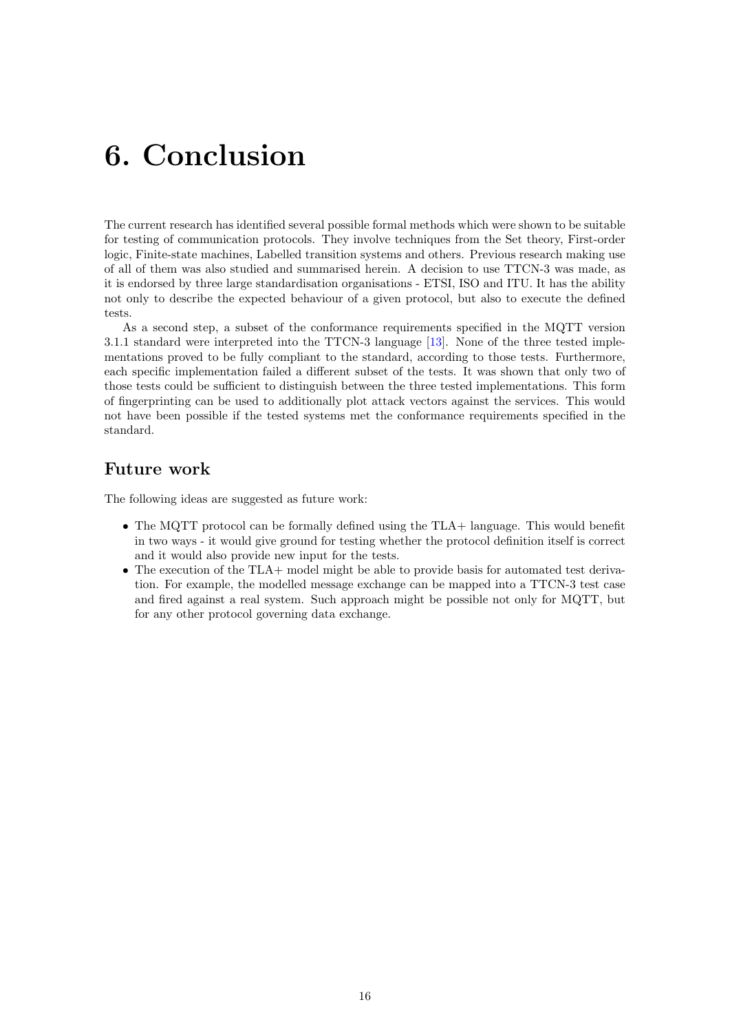# 6. Conclusion

The current research has identified several possible formal methods which were shown to be suitable for testing of communication protocols. They involve techniques from the Set theory, First-order logic, Finite-state machines, Labelled transition systems and others. Previous research making use of all of them was also studied and summarised herein. A decision to use TTCN-3 was made, as it is endorsed by three large standardisation organisations - ETSI, ISO and ITU. It has the ability not only to describe the expected behaviour of a given protocol, but also to execute the defined tests.

As a second step, a subset of the conformance requirements specified in the MQTT version 3.1.1 standard were interpreted into the TTCN-3 language [13]. None of the three tested implementations proved to be fully compliant to the standard, according to those tests. Furthermore, each specific implementation failed a different subset of the tests. It was shown that only two of those tests could be sufficient to distinguish between the three tested implementations. This form of fingerprinting can be used to additionally plot attack vectors against the services. This would not have been possible if the tested systems met the conformance requirements specified in the standard.

## Future work

The following ideas are suggested as future work:

- The MQTT protocol can be formally defined using the TLA+ language. This would benefit in two ways - it would give ground for testing whether the protocol definition itself is correct and it would also provide new input for the tests.
- The execution of the TLA+ model might be able to provide basis for automated test derivation. For example, the modelled message exchange can be mapped into a TTCN-3 test case and fired against a real system. Such approach might be possible not only for MQTT, but for any other protocol governing data exchange.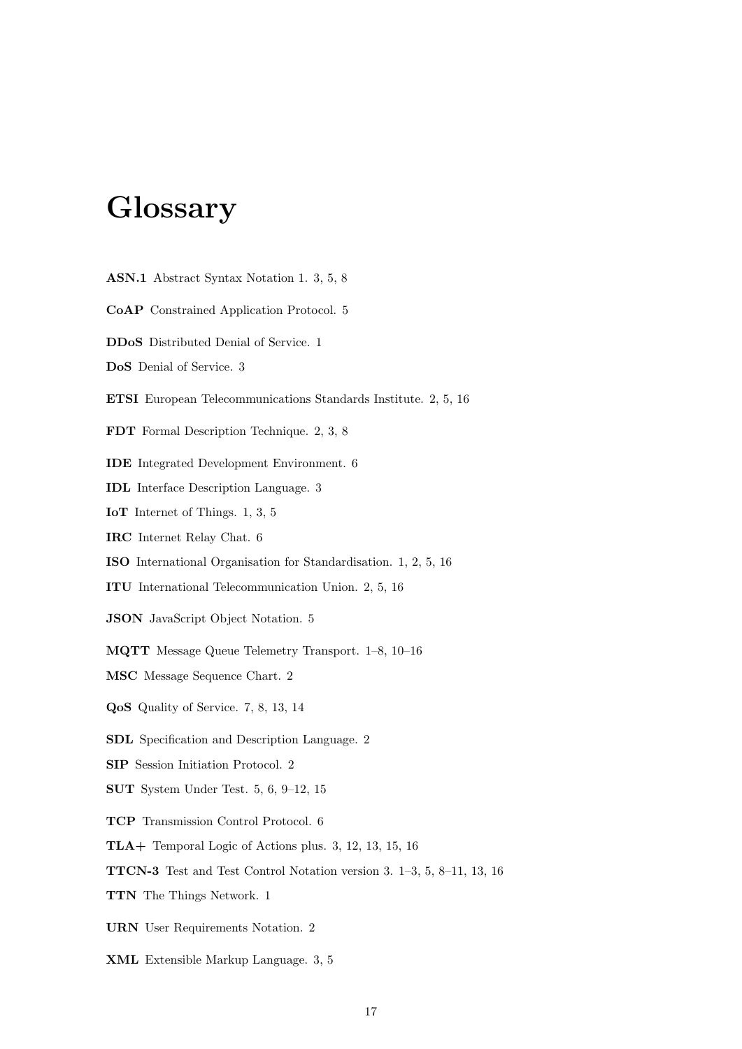# Glossary

**ASN.1** Abstract Syntax Notation 1. 3, 5, 8

**CoAP** Constrained Application Protocol. 5

**DDoS** Distributed Denial of Service. 1

**DoS** Denial of Service. 3

**ETSI** European Telecommunications Standards Institute. 2, 5, 16

**FDT** Formal Description Technique. 2, 3, 8

**IDE** Integrated Development Environment. 6

**IDL** Interface Description Language. 3

**IoT** Internet of Things. 1, 3, 5

**IRC** Internet Relay Chat. 6

**ISO** International Organisation for Standardisation. 1, 2, 5, 16

**ITU** International Telecommunication Union. 2, 5, 16

**JSON** JavaScript Object Notation. 5

**MQTT** Message Queue Telemetry Transport. 1–8, 10–16

**MSC** Message Sequence Chart. 2

**QoS** Quality of Service. 7, 8, 13, 14

**SDL** Specification and Description Language. 2

**SIP** Session Initiation Protocol. 2

**SUT** System Under Test. 5, 6, 9–12, 15

**TCP** Transmission Control Protocol. 6

**TLA+** Temporal Logic of Actions plus. 3, 12, 13, 15, 16

**TTCN-3** Test and Test Control Notation version 3. 1–3, 5, 8–11, 13, 16

**TTN** The Things Network. 1

**URN** User Requirements Notation. 2

**XML** Extensible Markup Language. 3, 5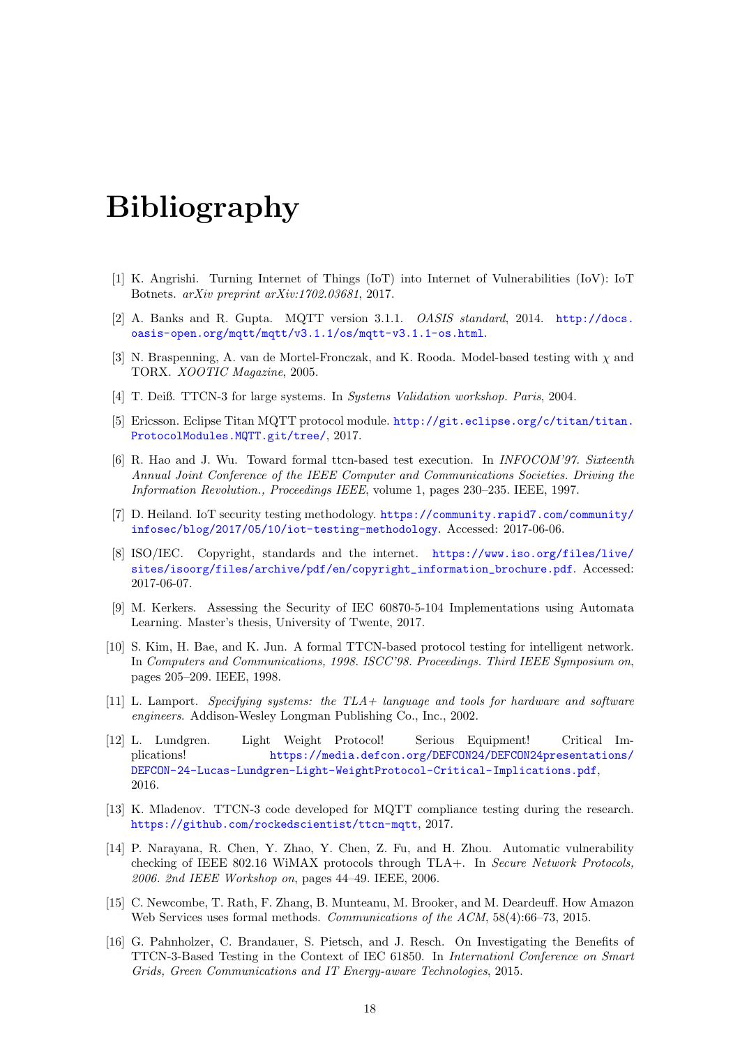# Bibliography

[1] K. Angrishi. Turning Internet of Things (IoT) into Internet of Vulnerabilities (IoV): IoT Botnets. *arXiv preprint arXiv:1702.03681*, 2017.

[2] A. Banks and R. Gupta. MQTT version 3.1.1. *OASIS standard*, 2014. http://docs.oasis-open.org/mqtt/mqtt/v3.1.1/os/mqtt-v3.1.1-os.html.

[3] N. Braspenning, A. van de Mortel-Fronczak, and K. Rooda. Model-based testing with $\chi$ and TORX. *XOOTIC Magazine*, 2005.

[4] T. Deiß. TTCN-3 for large systems. In *Systems Validation workshop. Paris*, 2004.

[5] Ericsson. Eclipse Titan MQTT protocol module. http://git.eclipse.org/c/titan/titan.ProtocolModules.MQTT.git/tree/, 2017.

[6] R. Hao and J. Wu. Toward formal ttcn-based test execution. In *INFOCOM'97. Sixteenth Annual Joint Conference of the IEEE Computer and Communications Societies. Driving the Information Revolution., Proceedings IEEE*, volume 1, pages 230–235. IEEE, 1997.

[7] D. Heiland. IoT security testing methodology. https://community.rapid7.com/community/infosec/blog/2017/05/10/iot-testing-methodology. Accessed: 2017-06-06.

[8] ISO/IEC. Copyright, standards and the internet. https://www.iso.org/files/live/sites/isoorg/files/archive/pdf/en/copyright_information_brochure.pdf. Accessed: 2017-06-07.

[9] M. Kerkers. Assessing the Security of IEC 60870-5-104 Implementations using Automata Learning. Master's thesis, University of Twente, 2017.

[10] S. Kim, H. Bae, and K. Jun. A formal TTCN-based protocol testing for intelligent network. In *Computers and Communications, 1998. ISCC'98. Proceedings. Third IEEE Symposium on*, pages 205–209. IEEE, 1998.

[11] L. Lamport. *Specifying systems: the TLA+ language and tools for hardware and software engineers*. Addison-Wesley Longman Publishing Co., Inc., 2002.

[12] L. Lundgren. Light Weight Protocol! Serious Equipment! Critical Implications! https://media.defcon.org/DEFCON24/DEFCON24presentations/DEFCON-24-Lucas-Lundgren-Light-WeightProtocol-Critical-Implications.pdf, 2016.

[13] K. Mladenov. TTCN-3 code developed for MQTT compliance testing during the research. https://github.com/rockedscientist/ttcn-mqtt, 2017.

[14] P. Narayana, R. Chen, Y. Zhao, Y. Chen, Z. Fu, and H. Zhou. Automatic vulnerability checking of IEEE 802.16 WiMAX protocols through TLA+. In *Secure Network Protocols, 2006. 2nd IEEE Workshop on*, pages 44–49. IEEE, 2006.

[15] C. Newcombe, T. Rath, F. Zhang, B. Munteanu, M. Brooker, and M. Deardeuff. How Amazon Web Services uses formal methods. *Communications of the ACM*, 58(4):66–73, 2015.

[16] G. Pahnholzer, C. Brandauer, S. Pietsch, and J. Resch. On Investigating the Benefits of TTCN-3-Based Testing in the Context of IEC 61850. In *Internationl Conference on Smart Grids, Green Communications and IT Energy-aware Technologies*, 2015.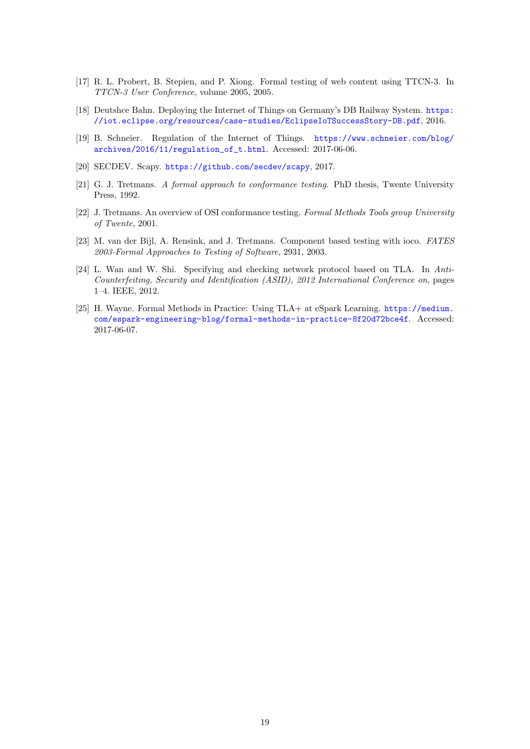[17] R. L. Probert, B. Stepien, and P. Xiong. Formal testing of web content using TTCN-3. In *TTCN-3 User Conference*, volume 2005, 2005.

[18] Deutshce Bahn. Deploying the Internet of Things on Germany's DB Railway System. https://iot.eclipse.org/resources/case-studies/EclipseIoTSuccessStory-DB.pdf, 2016.

[19] B. Schneier. Regulation of the Internet of Things. https://www.schneier.com/blog/archives/2016/11/regulation_of_t.html. Accessed: 2017-06-06.

[20] SECDEV. Scapy. https://github.com/secdev/scapy, 2017.

[21] G. J. Tretmans. *A formal approach to conformance testing*. PhD thesis, Twente University Press, 1992.

[22] J. Tretmans. An overview of OSI conformance testing. *Formal Methods Tools group University of Twente*, 2001.

[23] M. van der Bijl, A. Rensink, and J. Tretmans. Component based testing with ioco. *FATES 2003-Formal Approaches to Testing of Software*, 2931, 2003.

[24] L. Wan and W. Shi. Specifying and checking network protocol based on TLA. In *Anti-Counterfeiting, Security and Identification (ASID), 2012 International Conference on*, pages 1–4. IEEE, 2012.

[25] H. Wayne. Formal Methods in Practice: Using TLA+ at eSpark Learning. https://medium.com/espark-engineering-blog/formal-methods-in-practice-8f20d72bce4f. Accessed: 2017-06-07.